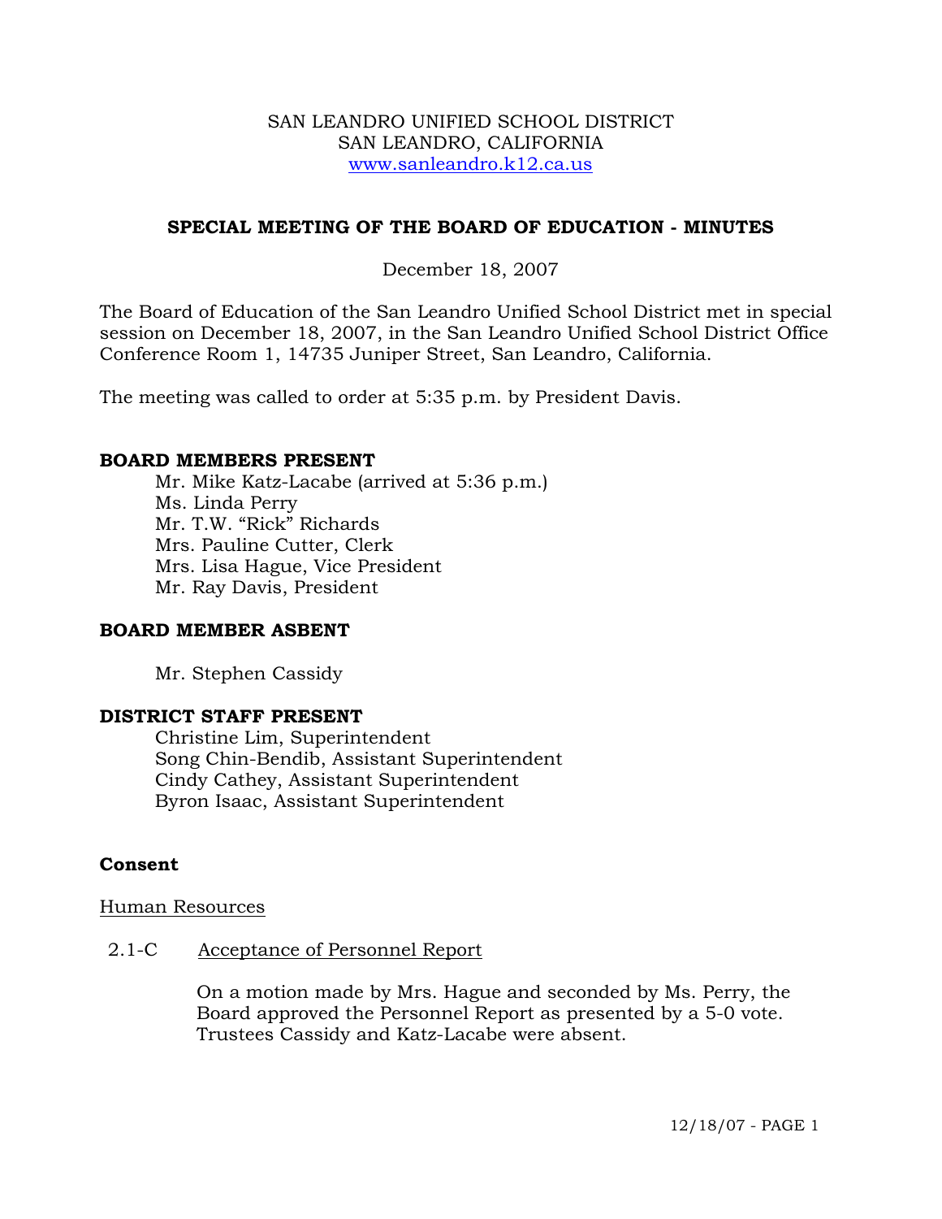SAN LEANDRO UNIFIED SCHOOL DISTRICT
SAN LEANDRO, CALIFORNIA
www.sanleandro.k12.ca.us

## SPECIAL MEETING OF THE BOARD OF EDUCATION - MINUTES

December 18, 2007

The Board of Education of the San Leandro Unified School District met in special session on December 18, 2007, in the San Leandro Unified School District Office Conference Room 1, 14735 Juniper Street, San Leandro, California.

The meeting was called to order at 5:35 p.m. by President Davis.

### BOARD MEMBERS PRESENT

Mr. Mike Katz-Lacabe (arrived at 5:36 p.m.)
Ms. Linda Perry
Mr. T.W. "Rick" Richards
Mrs. Pauline Cutter, Clerk
Mrs. Lisa Hague, Vice President
Mr. Ray Davis, President

### BOARD MEMBER ASBENT

Mr. Stephen Cassidy

### DISTRICT STAFF PRESENT

Christine Lim, Superintendent
Song Chin-Bendib, Assistant Superintendent
Cindy Cathey, Assistant Superintendent
Byron Isaac, Assistant Superintendent

### Consent

Human Resources

2.1-C Acceptance of Personnel Report

On a motion made by Mrs. Hague and seconded by Ms. Perry, the Board approved the Personnel Report as presented by a 5-0 vote. Trustees Cassidy and Katz-Lacabe were absent.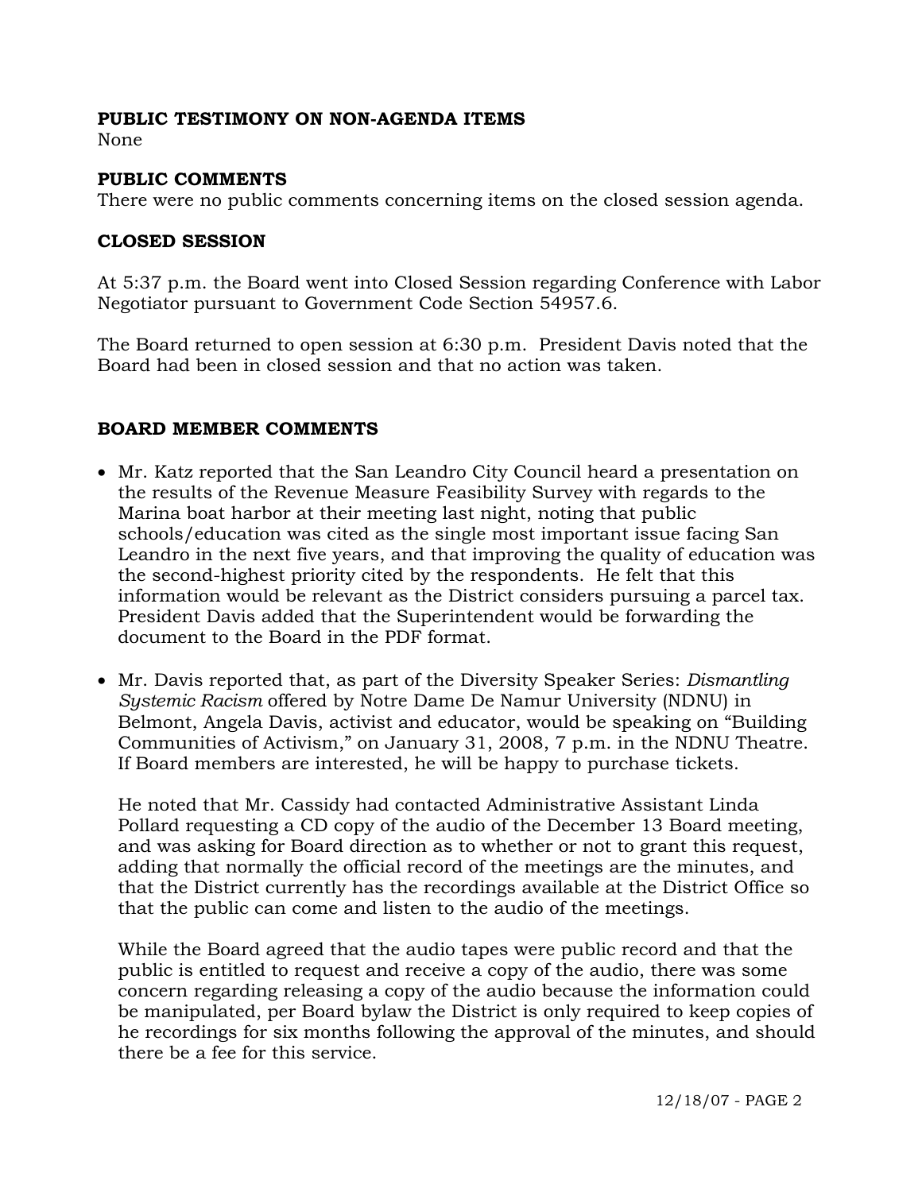## PUBLIC TESTIMONY ON NON-AGENDA ITEMS

None

## PUBLIC COMMENTS

There were no public comments concerning items on the closed session agenda.

## CLOSED SESSION

At 5:37 p.m. the Board went into Closed Session regarding Conference with Labor Negotiator pursuant to Government Code Section 54957.6.

The Board returned to open session at 6:30 p.m. President Davis noted that the Board had been in closed session and that no action was taken.

## BOARD MEMBER COMMENTS

- Mr. Katz reported that the San Leandro City Council heard a presentation on the results of the Revenue Measure Feasibility Survey with regards to the Marina boat harbor at their meeting last night, noting that public schools/education was cited as the single most important issue facing San Leandro in the next five years, and that improving the quality of education was the second-highest priority cited by the respondents. He felt that this information would be relevant as the District considers pursuing a parcel tax. President Davis added that the Superintendent would be forwarding the document to the Board in the PDF format.

- Mr. Davis reported that, as part of the Diversity Speaker Series: *Dismantling Systemic Racism* offered by Notre Dame De Namur University (NDNU) in Belmont, Angela Davis, activist and educator, would be speaking on "Building Communities of Activism," on January 31, 2008, 7 p.m. in the NDNU Theatre. If Board members are interested, he will be happy to purchase tickets.

  He noted that Mr. Cassidy had contacted Administrative Assistant Linda Pollard requesting a CD copy of the audio of the December 13 Board meeting, and was asking for Board direction as to whether or not to grant this request, adding that normally the official record of the meetings are the minutes, and that the District currently has the recordings available at the District Office so that the public can come and listen to the audio of the meetings.

  While the Board agreed that the audio tapes were public record and that the public is entitled to request and receive a copy of the audio, there was some concern regarding releasing a copy of the audio because the information could be manipulated, per Board bylaw the District is only required to keep copies of he recordings for six months following the approval of the minutes, and should there be a fee for this service.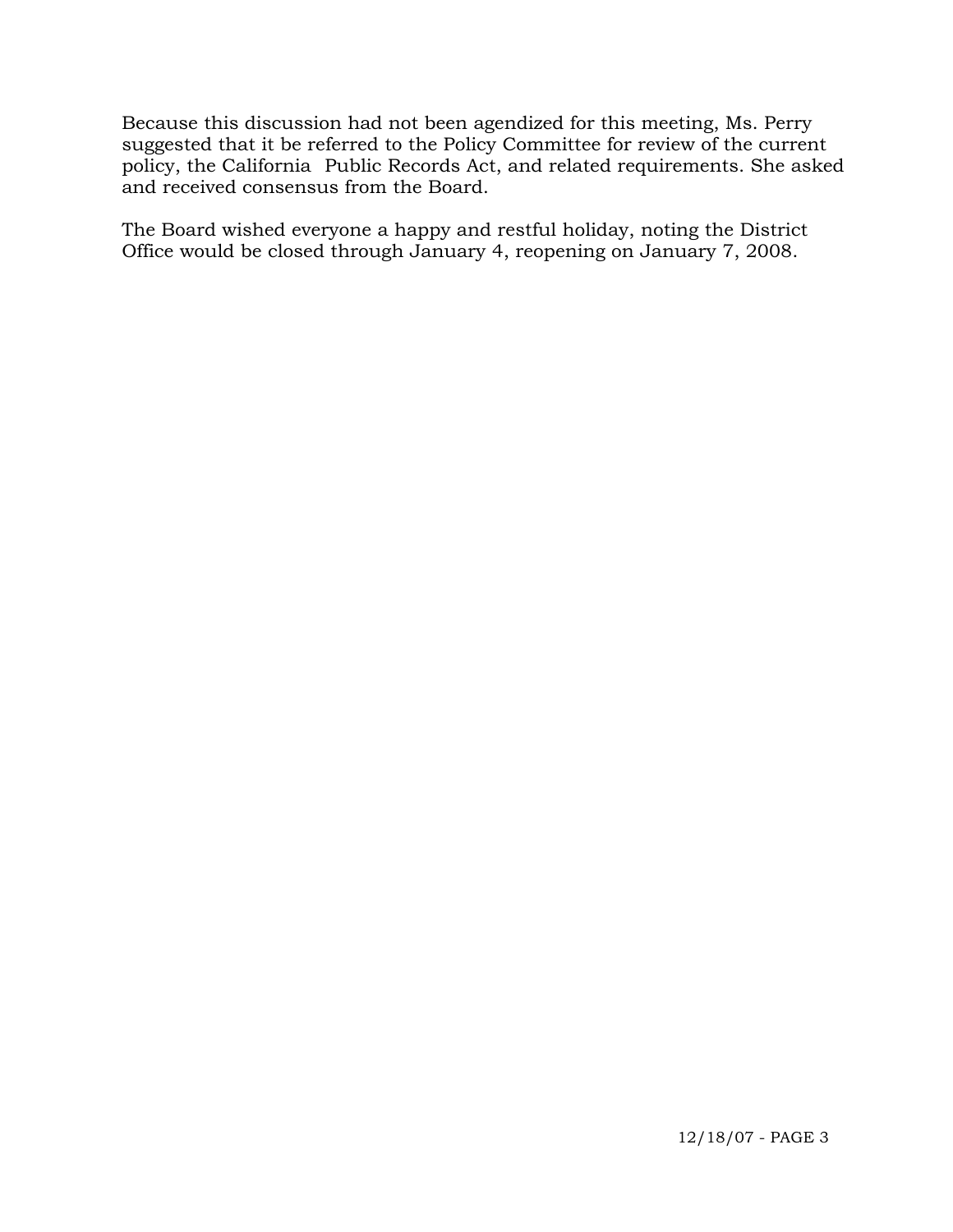Because this discussion had not been agendized for this meeting, Ms. Perry suggested that it be referred to the Policy Committee for review of the current policy, the California Public Records Act, and related requirements. She asked and received consensus from the Board.

The Board wished everyone a happy and restful holiday, noting the District Office would be closed through January 4, reopening on January 7, 2008.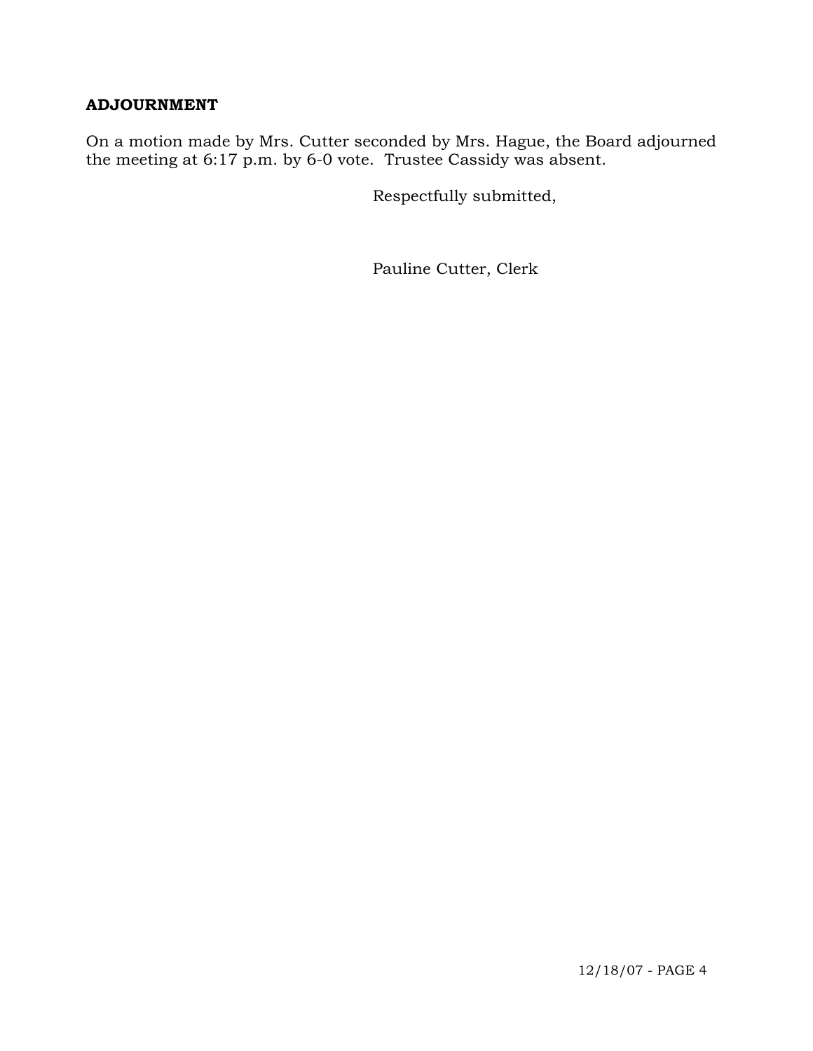**ADJOURNMENT**

On a motion made by Mrs. Cutter seconded by Mrs. Hague, the Board adjourned the meeting at 6:17 p.m. by 6-0 vote. Trustee Cassidy was absent.

Respectfully submitted,

Pauline Cutter, Clerk